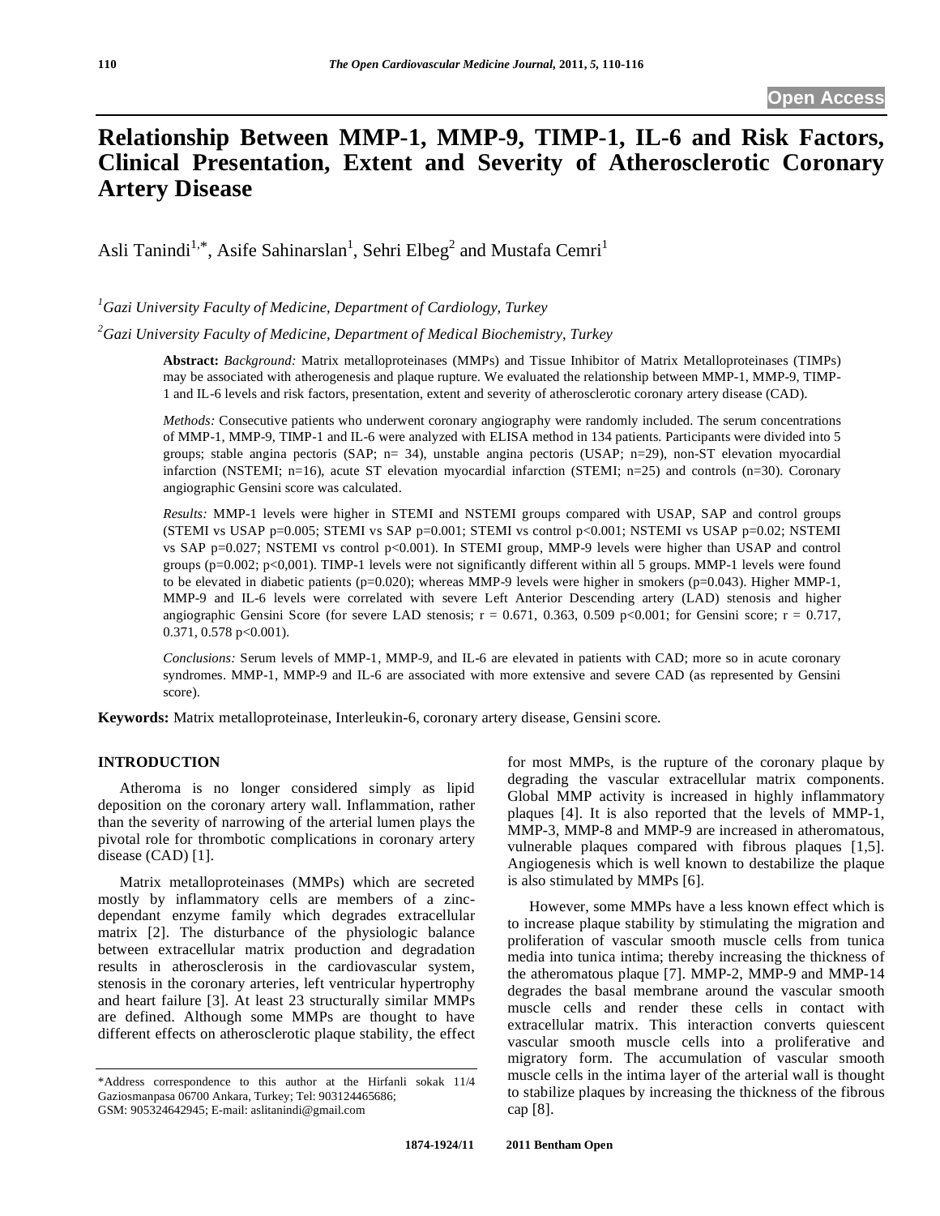Open Access

# Relationship Between MMP-1, MMP-9, TIMP-1, IL-6 and Risk Factors, Clinical Presentation, Extent and Severity of Atherosclerotic Coronary Artery Disease

Asli Tanindi[1,*], Asife Sahinarslan[1], Sehri Elbeg[2] and Mustafa Cemri[1]

[1]*Gazi University Faculty of Medicine, Department of Cardiology, Turkey*

[2]*Gazi University Faculty of Medicine, Department of Medical Biochemistry, Turkey*

**Abstract:** *Background:* Matrix metalloproteinases (MMPs) and Tissue Inhibitor of Matrix Metalloproteinases (TIMPs) may be associated with atherogenesis and plaque rupture. We evaluated the relationship between MMP-1, MMP-9, TIMP-1 and IL-6 levels and risk factors, presentation, extent and severity of atherosclerotic coronary artery disease (CAD).

*Methods:* Consecutive patients who underwent coronary angiography were randomly included. The serum concentrations of MMP-1, MMP-9, TIMP-1 and IL-6 were analyzed with ELISA method in 134 patients. Participants were divided into 5 groups; stable angina pectoris (SAP; n= 34), unstable angina pectoris (USAP; n=29), non-ST elevation myocardial infarction (NSTEMI; n=16), acute ST elevation myocardial infarction (STEMI; n=25) and controls (n=30). Coronary angiographic Gensini score was calculated.

*Results:* MMP-1 levels were higher in STEMI and NSTEMI groups compared with USAP, SAP and control groups (STEMI vs USAP p=0.005; STEMI vs SAP p=0.001; STEMI vs control p<0.001; NSTEMI vs USAP p=0.02; NSTEMI vs SAP p=0.027; NSTEMI vs control p<0.001). In STEMI group, MMP-9 levels were higher than USAP and control groups (p=0.002; p<0,001). TIMP-1 levels were not significantly different within all 5 groups. MMP-1 levels were found to be elevated in diabetic patients (p=0.020); whereas MMP-9 levels were higher in smokers (p=0.043). Higher MMP-1, MMP-9 and IL-6 levels were correlated with severe Left Anterior Descending artery (LAD) stenosis and higher angiographic Gensini Score (for severe LAD stenosis; r = 0.671, 0.363, 0.509 p<0.001; for Gensini score; r = 0.717, 0.371, 0.578 p<0.001).

*Conclusions:* Serum levels of MMP-1, MMP-9, and IL-6 are elevated in patients with CAD; more so in acute coronary syndromes. MMP-1, MMP-9 and IL-6 are associated with more extensive and severe CAD (as represented by Gensini score).

**Keywords:** Matrix metalloproteinase, Interleukin-6, coronary artery disease, Gensini score.

## INTRODUCTION

Atheroma is no longer considered simply as lipid deposition on the coronary artery wall. Inflammation, rather than the severity of narrowing of the arterial lumen plays the pivotal role for thrombotic complications in coronary artery disease (CAD) [1].

Matrix metalloproteinases (MMPs) which are secreted mostly by inflammatory cells are members of a zinc-dependant enzyme family which degrades extracellular matrix [2]. The disturbance of the physiologic balance between extracellular matrix production and degradation results in atherosclerosis in the cardiovascular system, stenosis in the coronary arteries, left ventricular hypertrophy and heart failure [3]. At least 23 structurally similar MMPs are defined. Although some MMPs are thought to have different effects on atherosclerotic plaque stability, the effect for most MMPs, is the rupture of the coronary plaque by degrading the vascular extracellular matrix components. Global MMP activity is increased in highly inflammatory plaques [4]. It is also reported that the levels of MMP-1, MMP-3, MMP-8 and MMP-9 are increased in atheromatous, vulnerable plaques compared with fibrous plaques [1,5]. Angiogenesis which is well known to destabilize the plaque is also stimulated by MMPs [6].

However, some MMPs have a less known effect which is to increase plaque stability by stimulating the migration and proliferation of vascular smooth muscle cells from tunica media into tunica intima; thereby increasing the thickness of the atheromatous plaque [7]. MMP-2, MMP-9 and MMP-14 degrades the basal membrane around the vascular smooth muscle cells and render these cells in contact with extracellular matrix. This interaction converts quiescent vascular smooth muscle cells into a proliferative and migratory form. The accumulation of vascular smooth muscle cells in the intima layer of the arterial wall is thought to stabilize plaques by increasing the thickness of the fibrous cap [8].

*Address correspondence to this author at the Hirfanli sokak 11/4 Gaziosmanpasa 06700 Ankara, Turkey; Tel: 903124465686; GSM: 905324642945; E-mail: aslitanindi@gmail.com

1874-1924/11 2011 Bentham Open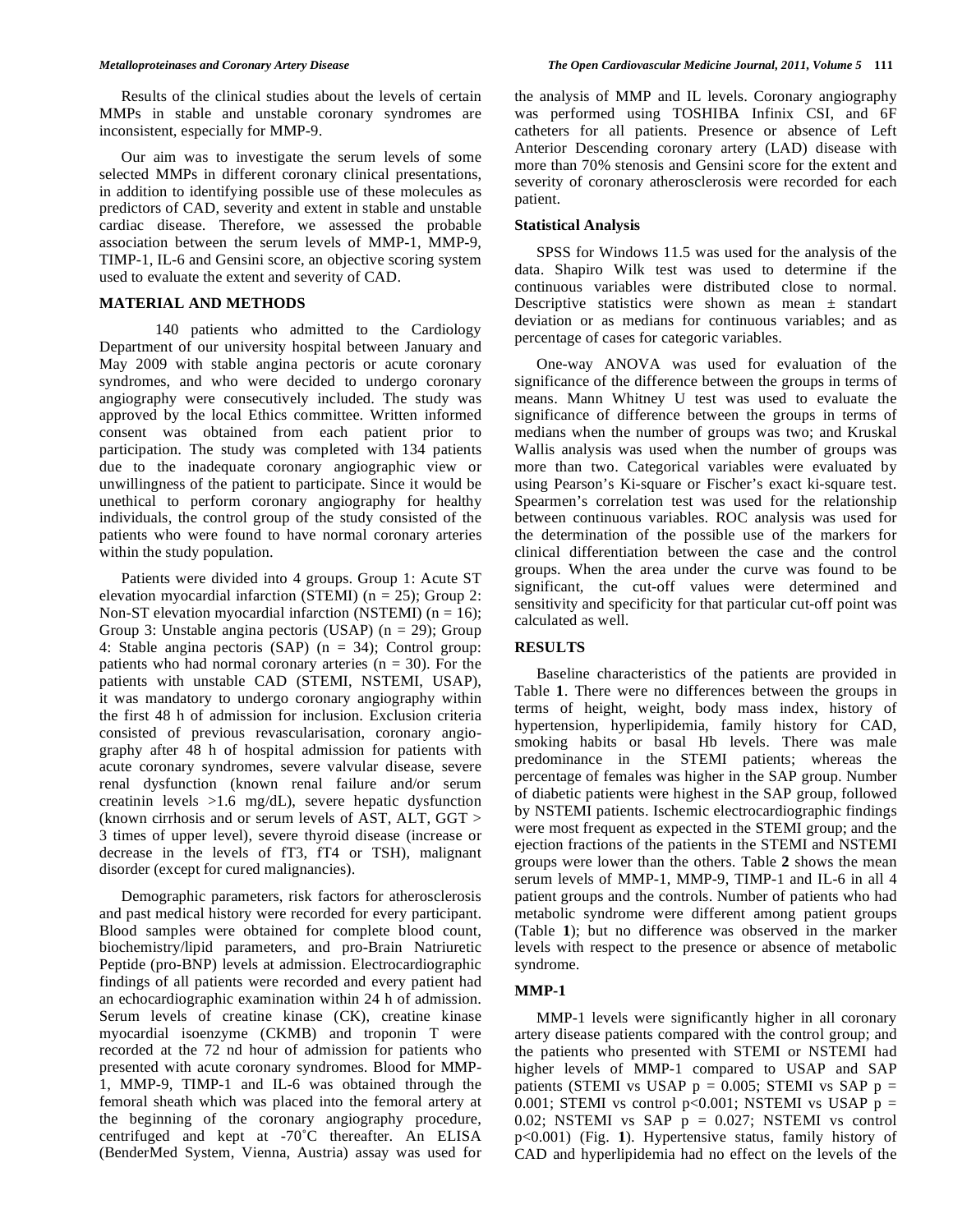Results of the clinical studies about the levels of certain MMPs in stable and unstable coronary syndromes are inconsistent, especially for MMP-9.

Our aim was to investigate the serum levels of some selected MMPs in different coronary clinical presentations, in addition to identifying possible use of these molecules as predictors of CAD, severity and extent in stable and unstable cardiac disease. Therefore, we assessed the probable association between the serum levels of MMP-1, MMP-9, TIMP-1, IL-6 and Gensini score, an objective scoring system used to evaluate the extent and severity of CAD.

## MATERIAL AND METHODS

140 patients who admitted to the Cardiology Department of our university hospital between January and May 2009 with stable angina pectoris or acute coronary syndromes, and who were decided to undergo coronary angiography were consecutively included. The study was approved by the local Ethics committee. Written informed consent was obtained from each patient prior to participation. The study was completed with 134 patients due to the inadequate coronary angiographic view or unwillingness of the patient to participate. Since it would be unethical to perform coronary angiography for healthy individuals, the control group of the study consisted of the patients who were found to have normal coronary arteries within the study population.

Patients were divided into 4 groups. Group 1: Acute ST elevation myocardial infarction (STEMI) (n = 25); Group 2: Non-ST elevation myocardial infarction (NSTEMI) (n = 16); Group 3: Unstable angina pectoris (USAP) (n = 29); Group 4: Stable angina pectoris (SAP) (n = 34); Control group: patients who had normal coronary arteries (n = 30). For the patients with unstable CAD (STEMI, NSTEMI, USAP), it was mandatory to undergo coronary angiography within the first 48 h of admission for inclusion. Exclusion criteria consisted of previous revascularisation, coronary angiography after 48 h of hospital admission for patients with acute coronary syndromes, severe valvular disease, severe renal dysfunction (known renal failure and/or serum creatinin levels >1.6 mg/dL), severe hepatic dysfunction (known cirrhosis and or serum levels of AST, ALT, GGT > 3 times of upper level), severe thyroid disease (increase or decrease in the levels of fT3, fT4 or TSH), malignant disorder (except for cured malignancies).

Demographic parameters, risk factors for atherosclerosis and past medical history were recorded for every participant. Blood samples were obtained for complete blood count, biochemistry/lipid parameters, and pro-Brain Natriuretic Peptide (pro-BNP) levels at admission. Electrocardiographic findings of all patients were recorded and every patient had an echocardiographic examination within 24 h of admission. Serum levels of creatine kinase (CK), creatine kinase myocardial isoenzyme (CKMB) and troponin T were recorded at the 72 nd hour of admission for patients who presented with acute coronary syndromes. Blood for MMP-1, MMP-9, TIMP-1 and IL-6 was obtained through the femoral sheath which was placed into the femoral artery at the beginning of the coronary angiography procedure, centrifuged and kept at -70˚C thereafter. An ELISA (BenderMed System, Vienna, Austria) assay was used for the analysis of MMP and IL levels. Coronary angiography was performed using TOSHIBA Infinix CSI, and 6F catheters for all patients. Presence or absence of Left Anterior Descending coronary artery (LAD) disease with more than 70% stenosis and Gensini score for the extent and severity of coronary atherosclerosis were recorded for each patient.

### Statistical Analysis

SPSS for Windows 11.5 was used for the analysis of the data. Shapiro Wilk test was used to determine if the continuous variables were distributed close to normal. Descriptive statistics were shown as mean ± standart deviation or as medians for continuous variables; and as percentage of cases for categoric variables.

One-way ANOVA was used for evaluation of the significance of the difference between the groups in terms of means. Mann Whitney U test was used to evaluate the significance of difference between the groups in terms of medians when the number of groups was two; and Kruskal Wallis analysis was used when the number of groups was more than two. Categorical variables were evaluated by using Pearson's Ki-square or Fischer's exact ki-square test. Spearmen's correlation test was used for the relationship between continuous variables. ROC analysis was used for the determination of the possible use of the markers for clinical differentiation between the case and the control groups. When the area under the curve was found to be significant, the cut-off values were determined and sensitivity and specificity for that particular cut-off point was calculated as well.

## RESULTS

Baseline characteristics of the patients are provided in Table **1**. There were no differences between the groups in terms of height, weight, body mass index, history of hypertension, hyperlipidemia, family history for CAD, smoking habits or basal Hb levels. There was male predominance in the STEMI patients; whereas the percentage of females was higher in the SAP group. Number of diabetic patients were highest in the SAP group, followed by NSTEMI patients. Ischemic electrocardiographic findings were most frequent as expected in the STEMI group; and the ejection fractions of the patients in the STEMI and NSTEMI groups were lower than the others. Table **2** shows the mean serum levels of MMP-1, MMP-9, TIMP-1 and IL-6 in all 4 patient groups and the controls. Number of patients who had metabolic syndrome were different among patient groups (Table **1**); but no difference was observed in the marker levels with respect to the presence or absence of metabolic syndrome.

### MMP-1

MMP-1 levels were significantly higher in all coronary artery disease patients compared with the control group; and the patients who presented with STEMI or NSTEMI had higher levels of MMP-1 compared to USAP and SAP patients (STEMI vs USAP $p = 0.005$; STEMI vs SAP $p = 0.001$; STEMI vs control $p<0.001$; NSTEMI vs USAP $p = 0.02$; NSTEMI vs SAP $p = 0.027$; NSTEMI vs control $p<0.001$) (Fig. **1**). Hypertensive status, family history of CAD and hyperlipidemia had no effect on the levels of the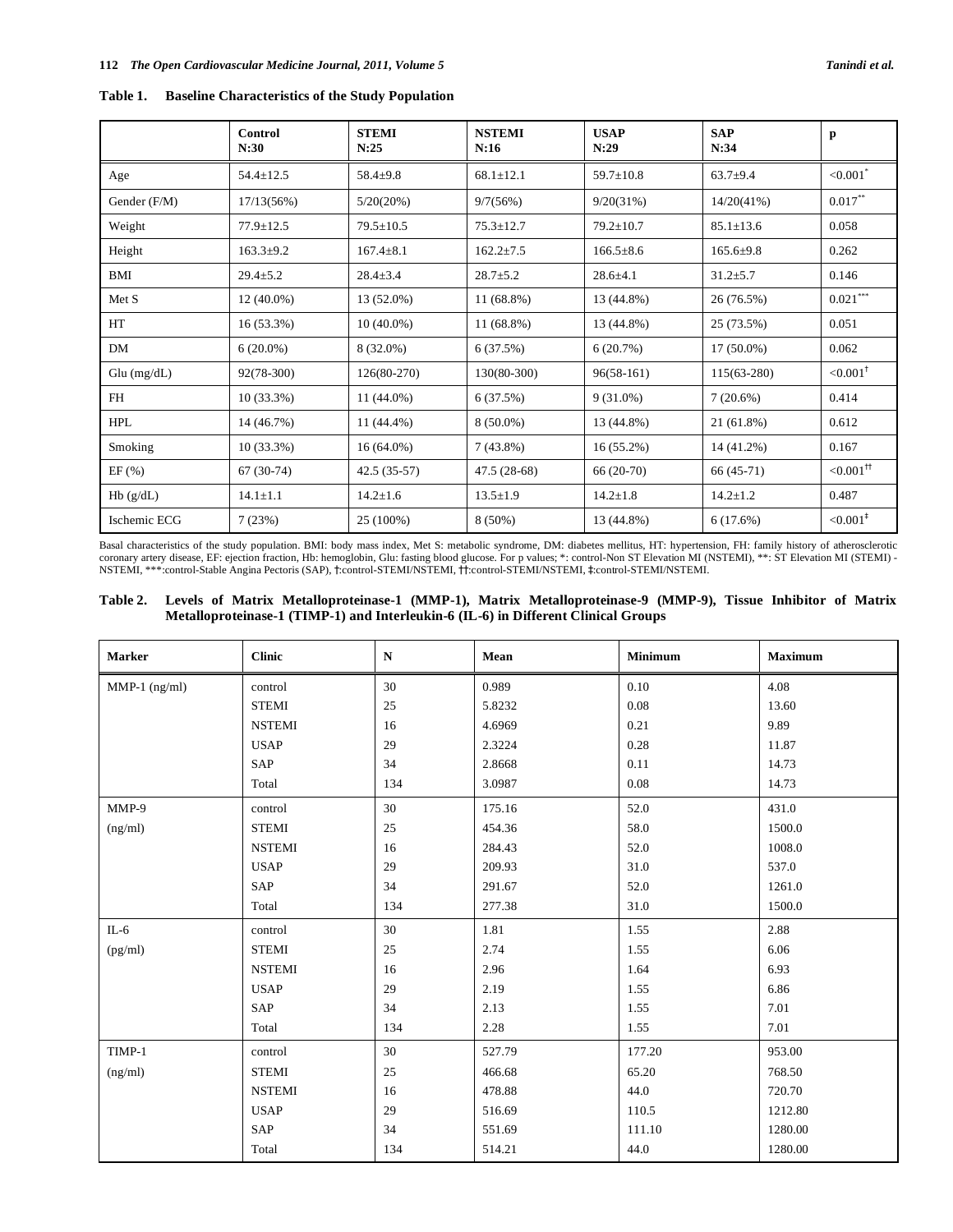**Table 1. Baseline Characteristics of the Study Population**

| | Control N:30 | STEMI N:25 | NSTEMI N:16 | USAP N:29 | SAP N:34 | p |
|---|---|---|---|---|---|---|
| Age | 54.4±12.5 | 58.4±9.8 | 68.1±12.1 | 59.7±10.8 | 63.7±9.4 | <0.001* |
| Gender (F/M) | 17/13(56%) | 5/20(20%) | 9/7(56%) | 9/20(31%) | 14/20(41%) | 0.017** |
| Weight | 77.9±12.5 | 79.5±10.5 | 75.3±12.7 | 79.2±10.7 | 85.1±13.6 | 0.058 |
| Height | 163.3±9.2 | 167.4±8.1 | 162.2±7.5 | 166.5±8.6 | 165.6±9.8 | 0.262 |
| BMI | 29.4±5.2 | 28.4±3.4 | 28.7±5.2 | 28.6±4.1 | 31.2±5.7 | 0.146 |
| Met S | 12 (40.0%) | 13 (52.0%) | 11 (68.8%) | 13 (44.8%) | 26 (76.5%) | 0.021*** |
| HT | 16 (53.3%) | 10 (40.0%) | 11 (68.8%) | 13 (44.8%) | 25 (73.5%) | 0.051 |
| DM | 6 (20.0%) | 8 (32.0%) | 6 (37.5%) | 6 (20.7%) | 17 (50.0%) | 0.062 |
| Glu (mg/dL) | 92(78-300) | 126(80-270) | 130(80-300) | 96(58-161) | 115(63-280) | <0.001† |
| FH | 10 (33.3%) | 11 (44.0%) | 6 (37.5%) | 9 (31.0%) | 7 (20.6%) | 0.414 |
| HPL | 14 (46.7%) | 11 (44.4%) | 8 (50.0%) | 13 (44.8%) | 21 (61.8%) | 0.612 |
| Smoking | 10 (33.3%) | 16 (64.0%) | 7 (43.8%) | 16 (55.2%) | 14 (41.2%) | 0.167 |
| EF (%) | 67 (30-74) | 42.5 (35-57) | 47.5 (28-68) | 66 (20-70) | 66 (45-71) | <0.001†† |
| Hb (g/dL) | 14.1±1.1 | 14.2±1.6 | 13.5±1.9 | 14.2±1.8 | 14.2±1.2 | 0.487 |
| Ischemic ECG | 7 (23%) | 25 (100%) | 8 (50%) | 13 (44.8%) | 6 (17.6%) | <0.001‡ |

Basal characteristics of the study population. BMI: body mass index, Met S: metabolic syndrome, DM: diabetes mellitus, HT: hypertension, FH: family history of atherosclerotic coronary artery disease, EF: ejection fraction, Hb: hemoglobin, Glu: fasting blood glucose. For p values; *: control-Non ST Elevation MI (NSTEMI), **: ST Elevation MI (STEMI) - NSTEMI, ***:control-Stable Angina Pectoris (SAP), †:control-STEMI/NSTEMI, ††:control-STEMI/NSTEMI, ‡:control-STEMI/NSTEMI.

**Table 2. Levels of Matrix Metalloproteinase-1 (MMP-1), Matrix Metalloproteinase-9 (MMP-9), Tissue Inhibitor of Matrix Metalloproteinase-1 (TIMP-1) and Interleukin-6 (IL-6) in Different Clinical Groups**

| Marker | Clinic | N | Mean | Minimum | Maximum |
|---|---|---|---|---|---|
| MMP-1 (ng/ml) | control | 30 | 0.989 | 0.10 | 4.08 |
| | STEMI | 25 | 5.8232 | 0.08 | 13.60 |
| | NSTEMI | 16 | 4.6969 | 0.21 | 9.89 |
| | USAP | 29 | 2.3224 | 0.28 | 11.87 |
| | SAP | 34 | 2.8668 | 0.11 | 14.73 |
| | Total | 134 | 3.0987 | 0.08 | 14.73 |
| MMP-9 (ng/ml) | control | 30 | 175.16 | 52.0 | 431.0 |
| | STEMI | 25 | 454.36 | 58.0 | 1500.0 |
| | NSTEMI | 16 | 284.43 | 52.0 | 1008.0 |
| | USAP | 29 | 209.93 | 31.0 | 537.0 |
| | SAP | 34 | 291.67 | 52.0 | 1261.0 |
| | Total | 134 | 277.38 | 31.0 | 1500.0 |
| IL-6 (pg/ml) | control | 30 | 1.81 | 1.55 | 2.88 |
| | STEMI | 25 | 2.74 | 1.55 | 6.06 |
| | NSTEMI | 16 | 2.96 | 1.64 | 6.93 |
| | USAP | 29 | 2.19 | 1.55 | 6.86 |
| | SAP | 34 | 2.13 | 1.55 | 7.01 |
| | Total | 134 | 2.28 | 1.55 | 7.01 |
| TIMP-1 (ng/ml) | control | 30 | 527.79 | 177.20 | 953.00 |
| | STEMI | 25 | 466.68 | 65.20 | 768.50 |
| | NSTEMI | 16 | 478.88 | 44.0 | 720.70 |
| | USAP | 29 | 516.69 | 110.5 | 1212.80 |
| | SAP | 34 | 551.69 | 111.10 | 1280.00 |
| | Total | 134 | 514.21 | 44.0 | 1280.00 |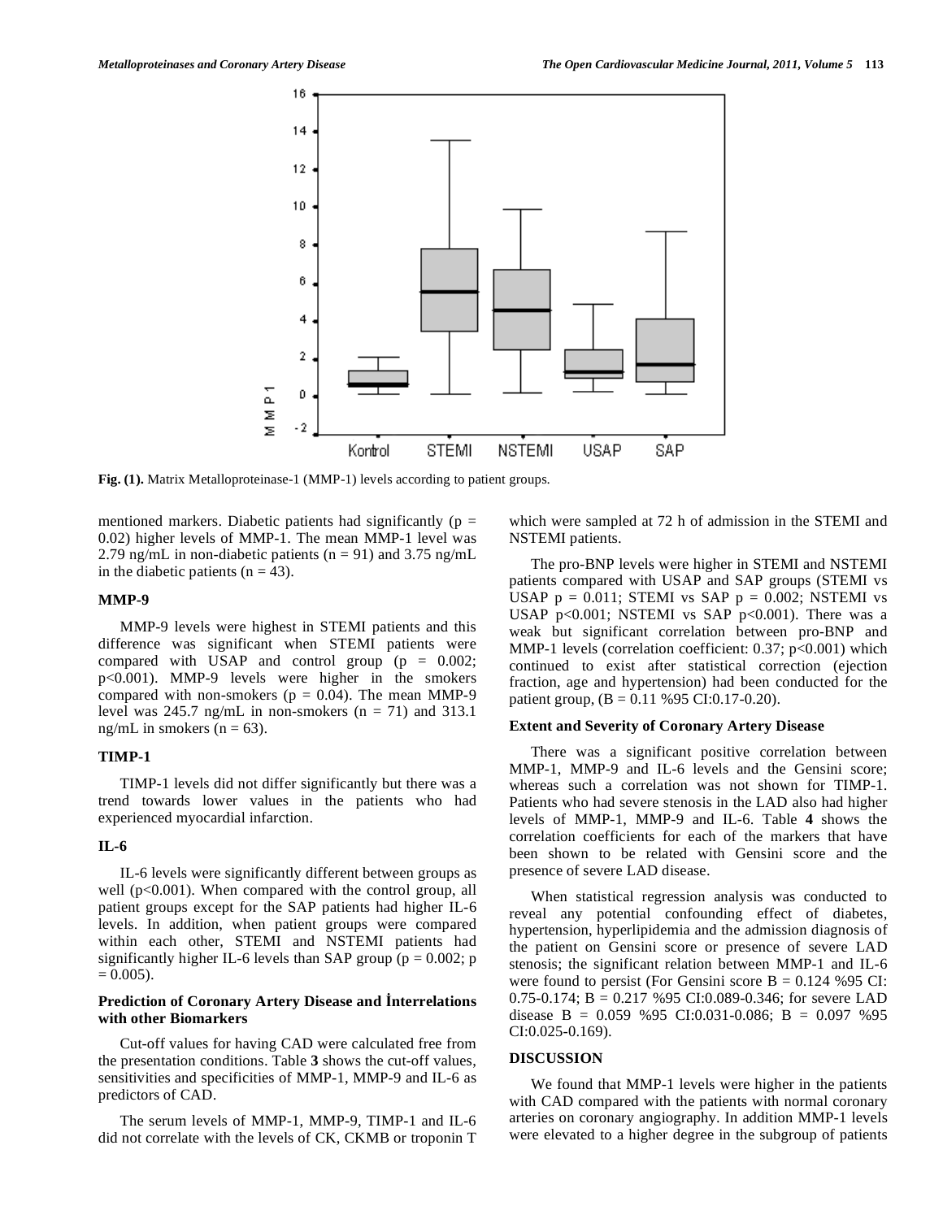Fig. (1). Matrix Metalloproteinase-1 (MMP-1) levels according to patient groups.

mentioned markers. Diabetic patients had significantly ($p = 0.02$) higher levels of MMP-1. The mean MMP-1 level was 2.79 ng/mL in non-diabetic patients ($n = 91$) and 3.75 ng/mL in the diabetic patients ($n = 43$).

### MMP-9

MMP-9 levels were highest in STEMI patients and this difference was significant when STEMI patients were compared with USAP and control group ($p = 0.002$; $p<0.001$). MMP-9 levels were higher in the smokers compared with non-smokers ($p = 0.04$). The mean MMP-9 level was 245.7 ng/mL in non-smokers ($n = 71$) and 313.1 ng/mL in smokers ($n = 63$).

### TIMP-1

TIMP-1 levels did not differ significantly but there was a trend towards lower values in the patients who had experienced myocardial infarction.

### IL-6

IL-6 levels were significantly different between groups as well ($p<0.001$). When compared with the control group, all patient groups except for the SAP patients had higher IL-6 levels. In addition, when patient groups were compared within each other, STEMI and NSTEMI patients had significantly higher IL-6 levels than SAP group ($p = 0.002$; $p = 0.005$).

### Prediction of Coronary Artery Disease and İnterrelations with other Biomarkers

Cut-off values for having CAD were calculated free from the presentation conditions. Table **3** shows the cut-off values, sensitivities and specificities of MMP-1, MMP-9 and IL-6 as predictors of CAD.

The serum levels of MMP-1, MMP-9, TIMP-1 and IL-6 did not correlate with the levels of CK, CKMB or troponin T which were sampled at 72 h of admission in the STEMI and NSTEMI patients.

The pro-BNP levels were higher in STEMI and NSTEMI patients compared with USAP and SAP groups (STEMI vs USAP $p = 0.011$; STEMI vs SAP $p = 0.002$; NSTEMI vs USAP $p<0.001$; NSTEMI vs SAP $p<0.001$). There was a weak but significant correlation between pro-BNP and MMP-1 levels (correlation coefficient: 0.37; $p<0.001$) which continued to exist after statistical correction (ejection fraction, age and hypertension) had been conducted for the patient group, ($B = 0.11$ %95 CI:0.17-0.20).

### Extent and Severity of Coronary Artery Disease

There was a significant positive correlation between MMP-1, MMP-9 and IL-6 levels and the Gensini score; whereas such a correlation was not shown for TIMP-1. Patients who had severe stenosis in the LAD also had higher levels of MMP-1, MMP-9 and IL-6. Table **4** shows the correlation coefficients for each of the markers that have been shown to be related with Gensini score and the presence of severe LAD disease.

When statistical regression analysis was conducted to reveal any potential confounding effect of diabetes, hypertension, hyperlipidemia and the admission diagnosis of the patient on Gensini score or presence of severe LAD stenosis; the significant relation between MMP-1 and IL-6 were found to persist (For Gensini score $B = 0.124$ %95 CI: 0.75-0.174; $B = 0.217$ %95 CI:0.089-0.346; for severe LAD disease $B = 0.059$ %95 CI:0.031-0.086; $B = 0.097$ %95 CI:0.025-0.169).

## DISCUSSION

We found that MMP-1 levels were higher in the patients with CAD compared with the patients with normal coronary arteries on coronary angiography. In addition MMP-1 levels were elevated to a higher degree in the subgroup of patients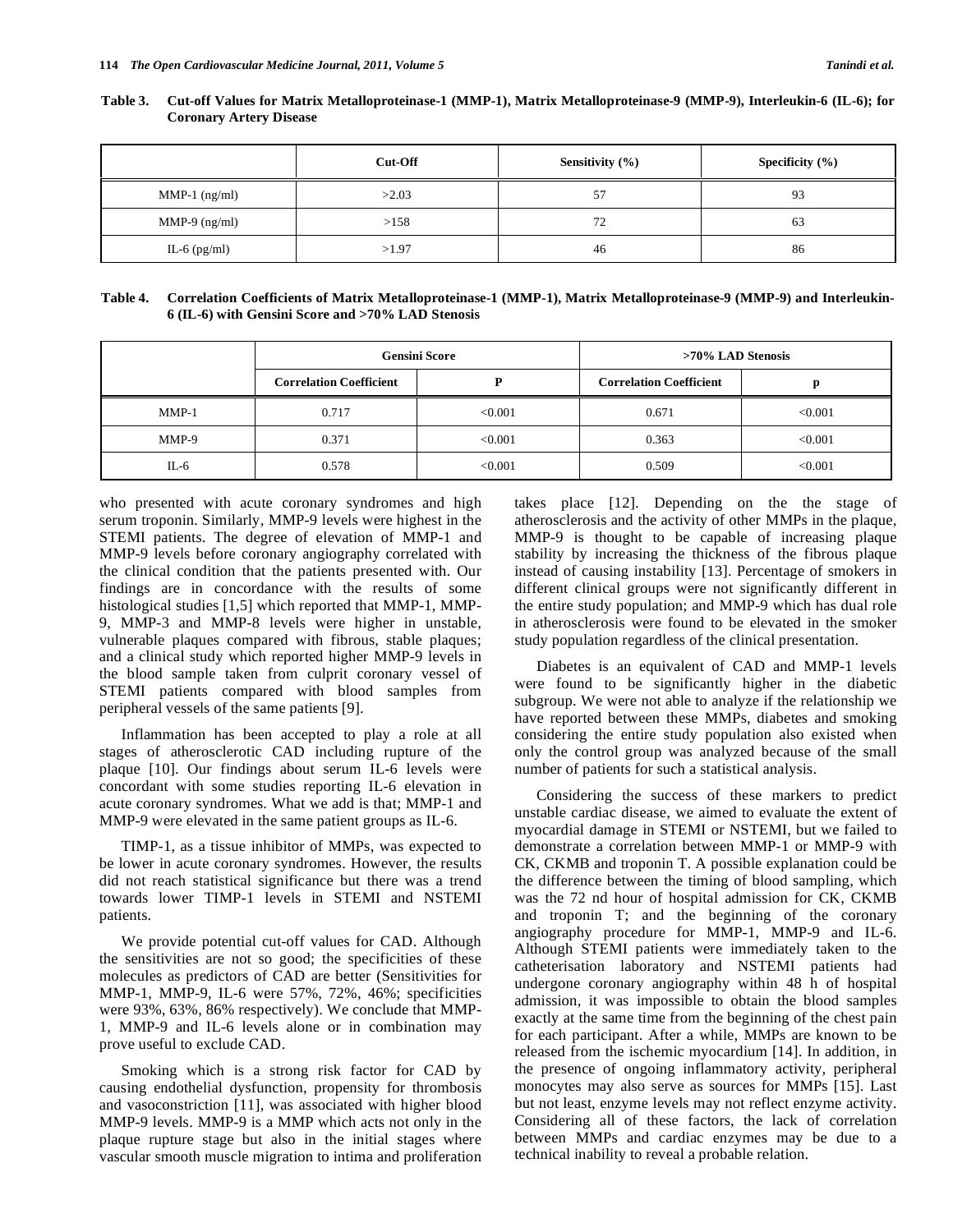**Table 3. Cut-off Values for Matrix Metalloproteinase-1 (MMP-1), Matrix Metalloproteinase-9 (MMP-9), Interleukin-6 (IL-6); for Coronary Artery Disease**

| | Cut-Off | Sensitivity (%) | Specificity (%) |
|---|---|---|---|
| MMP-1 (ng/ml) | >2.03 | 57 | 93 |
| MMP-9 (ng/ml) | >158 | 72 | 63 |
| IL-6 (pg/ml) | >1.97 | 46 | 86 |

**Table 4. Correlation Coefficients of Matrix Metalloproteinase-1 (MMP-1), Matrix Metalloproteinase-9 (MMP-9) and Interleukin-6 (IL-6) with Gensini Score and >70% LAD Stenosis**

| | Gensini Score | | >70% LAD Stenosis | |
|---|---|---|---|---|
| | Correlation Coefficient | P | Correlation Coefficient | p |
| MMP-1 | 0.717 | <0.001 | 0.671 | <0.001 |
| MMP-9 | 0.371 | <0.001 | 0.363 | <0.001 |
| IL-6 | 0.578 | <0.001 | 0.509 | <0.001 |

who presented with acute coronary syndromes and high serum troponin. Similarly, MMP-9 levels were highest in the STEMI patients. The degree of elevation of MMP-1 and MMP-9 levels before coronary angiography correlated with the clinical condition that the patients presented with. Our findings are in concordance with the results of some histological studies [1,5] which reported that MMP-1, MMP-9, MMP-3 and MMP-8 levels were higher in unstable, vulnerable plaques compared with fibrous, stable plaques; and a clinical study which reported higher MMP-9 levels in the blood sample taken from culprit coronary vessel of STEMI patients compared with blood samples from peripheral vessels of the same patients [9].

Inflammation has been accepted to play a role at all stages of atherosclerotic CAD including rupture of the plaque [10]. Our findings about serum IL-6 levels were concordant with some studies reporting IL-6 elevation in acute coronary syndromes. What we add is that; MMP-1 and MMP-9 were elevated in the same patient groups as IL-6.

TIMP-1, as a tissue inhibitor of MMPs, was expected to be lower in acute coronary syndromes. However, the results did not reach statistical significance but there was a trend towards lower TIMP-1 levels in STEMI and NSTEMI patients.

We provide potential cut-off values for CAD. Although the sensitivities are not so good; the specificities of these molecules as predictors of CAD are better (Sensitivities for MMP-1, MMP-9, IL-6 were 57%, 72%, 46%; specificities were 93%, 63%, 86% respectively). We conclude that MMP-1, MMP-9 and IL-6 levels alone or in combination may prove useful to exclude CAD.

Smoking which is a strong risk factor for CAD by causing endothelial dysfunction, propensity for thrombosis and vasoconstriction [11], was associated with higher blood MMP-9 levels. MMP-9 is a MMP which acts not only in the plaque rupture stage but also in the initial stages where vascular smooth muscle migration to intima and proliferation takes place [12]. Depending on the the stage of atherosclerosis and the activity of other MMPs in the plaque, MMP-9 is thought to be capable of increasing plaque stability by increasing the thickness of the fibrous plaque instead of causing instability [13]. Percentage of smokers in different clinical groups were not significantly different in the entire study population; and MMP-9 which has dual role in atherosclerosis were found to be elevated in the smoker study population regardless of the clinical presentation.

Diabetes is an equivalent of CAD and MMP-1 levels were found to be significantly higher in the diabetic subgroup. We were not able to analyze if the relationship we have reported between these MMPs, diabetes and smoking considering the entire study population also existed when only the control group was analyzed because of the small number of patients for such a statistical analysis.

Considering the success of these markers to predict unstable cardiac disease, we aimed to evaluate the extent of myocardial damage in STEMI or NSTEMI, but we failed to demonstrate a correlation between MMP-1 or MMP-9 with CK, CKMB and troponin T. A possible explanation could be the difference between the timing of blood sampling, which was the 72 nd hour of hospital admission for CK, CKMB and troponin T; and the beginning of the coronary angiography procedure for MMP-1, MMP-9 and IL-6. Although STEMI patients were immediately taken to the catheterisation laboratory and NSTEMI patients had undergone coronary angiography within 48 h of hospital admission, it was impossible to obtain the blood samples exactly at the same time from the beginning of the chest pain for each participant. After a while, MMPs are known to be released from the ischemic myocardium [14]. In addition, in the presence of ongoing inflammatory activity, peripheral monocytes may also serve as sources for MMPs [15]. Last but not least, enzyme levels may not reflect enzyme activity. Considering all of these factors, the lack of correlation between MMPs and cardiac enzymes may be due to a technical inability to reveal a probable relation.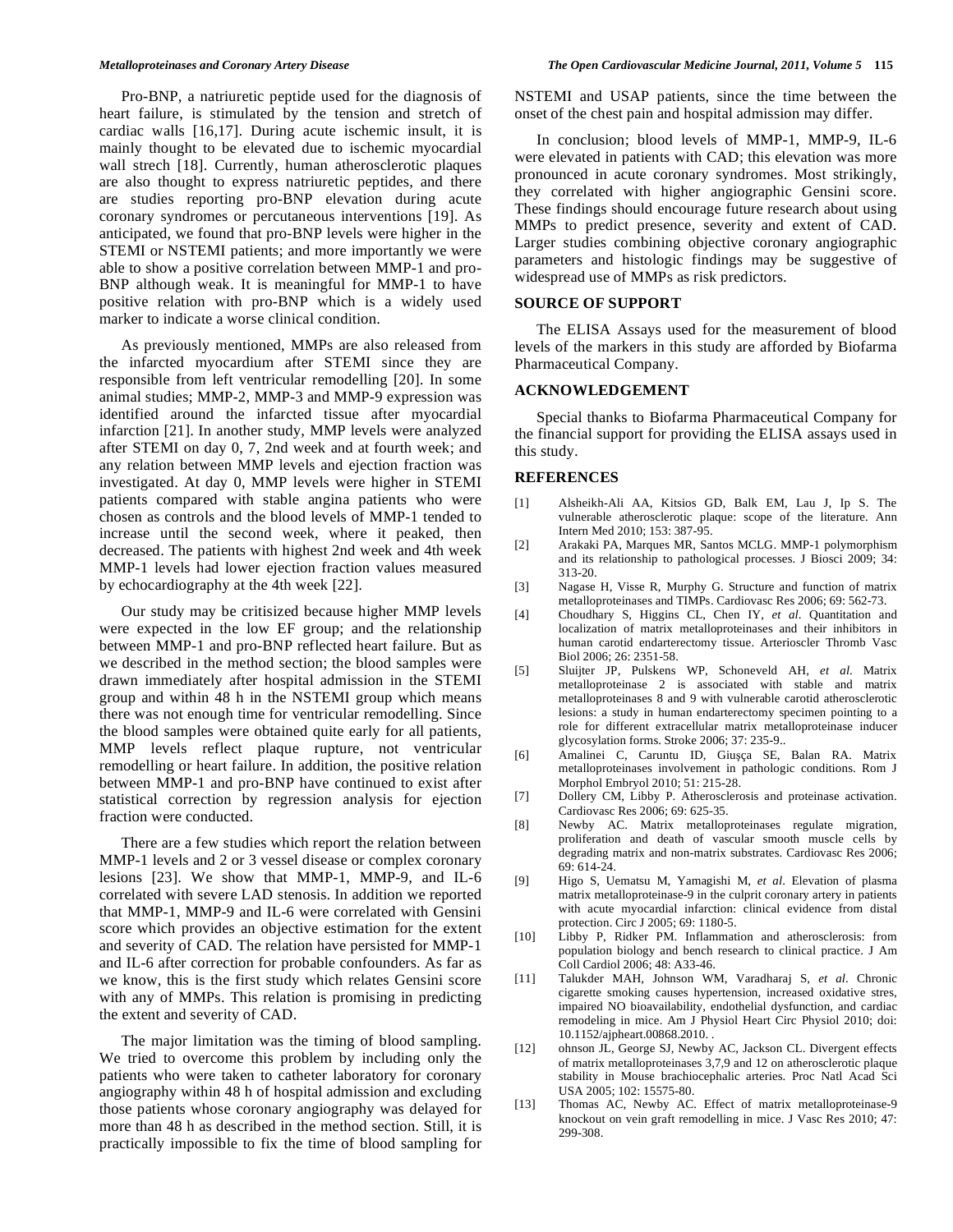Pro-BNP, a natriuretic peptide used for the diagnosis of heart failure, is stimulated by the tension and stretch of cardiac walls [16,17]. During acute ischemic insult, it is mainly thought to be elevated due to ischemic myocardial wall strech [18]. Currently, human atherosclerotic plaques are also thought to express natriuretic peptides, and there are studies reporting pro-BNP elevation during acute coronary syndromes or percutaneous interventions [19]. As anticipated, we found that pro-BNP levels were higher in the STEMI or NSTEMI patients; and more importantly we were able to show a positive correlation between MMP-1 and pro-BNP although weak. It is meaningful for MMP-1 to have positive relation with pro-BNP which is a widely used marker to indicate a worse clinical condition.

As previously mentioned, MMPs are also released from the infarcted myocardium after STEMI since they are responsible from left ventricular remodelling [20]. In some animal studies; MMP-2, MMP-3 and MMP-9 expression was identified around the infarcted tissue after myocardial infarction [21]. In another study, MMP levels were analyzed after STEMI on day 0, 7, 2nd week and at fourth week; and any relation between MMP levels and ejection fraction was investigated. At day 0, MMP levels were higher in STEMI patients compared with stable angina patients who were chosen as controls and the blood levels of MMP-1 tended to increase until the second week, where it peaked, then decreased. The patients with highest 2nd week and 4th week MMP-1 levels had lower ejection fraction values measured by echocardiography at the 4th week [22].

Our study may be critisized because higher MMP levels were expected in the low EF group; and the relationship between MMP-1 and pro-BNP reflected heart failure. But as we described in the method section; the blood samples were drawn immediately after hospital admission in the STEMI group and within 48 h in the NSTEMI group which means there was not enough time for ventricular remodelling. Since the blood samples were obtained quite early for all patients, MMP levels reflect plaque rupture, not ventricular remodelling or heart failure. In addition, the positive relation between MMP-1 and pro-BNP have continued to exist after statistical correction by regression analysis for ejection fraction were conducted.

There are a few studies which report the relation between MMP-1 levels and 2 or 3 vessel disease or complex coronary lesions [23]. We show that MMP-1, MMP-9, and IL-6 correlated with severe LAD stenosis. In addition we reported that MMP-1, MMP-9 and IL-6 were correlated with Gensini score which provides an objective estimation for the extent and severity of CAD. The relation have persisted for MMP-1 and IL-6 after correction for probable confounders. As far as we know, this is the first study which relates Gensini score with any of MMPs. This relation is promising in predicting the extent and severity of CAD.

The major limitation was the timing of blood sampling. We tried to overcome this problem by including only the patients who were taken to catheter laboratory for coronary angiography within 48 h of hospital admission and excluding those patients whose coronary angiography was delayed for more than 48 h as described in the method section. Still, it is practically impossible to fix the time of blood sampling for NSTEMI and USAP patients, since the time between the onset of the chest pain and hospital admission may differ.

In conclusion; blood levels of MMP-1, MMP-9, IL-6 were elevated in patients with CAD; this elevation was more pronounced in acute coronary syndromes. Most strikingly, they correlated with higher angiographic Gensini score. These findings should encourage future research about using MMPs to predict presence, severity and extent of CAD. Larger studies combining objective coronary angiographic parameters and histologic findings may be suggestive of widespread use of MMPs as risk predictors.

## SOURCE OF SUPPORT

The ELISA Assays used for the measurement of blood levels of the markers in this study are afforded by Biofarma Pharmaceutical Company.

## ACKNOWLEDGEMENT

Special thanks to Biofarma Pharmaceutical Company for the financial support for providing the ELISA assays used in this study.

## REFERENCES

[1] Alsheikh-Ali AA, Kitsios GD, Balk EM, Lau J, Ip S. The vulnerable atherosclerotic plaque: scope of the literature. Ann Intern Med 2010; 153: 387-95.

[2] Arakaki PA, Marques MR, Santos MCLG. MMP-1 polymorphism and its relationship to pathological processes. J Biosci 2009; 34: 313-20.

[3] Nagase H, Visse R, Murphy G. Structure and function of matrix metalloproteinases and TIMPs. Cardiovasc Res 2006; 69: 562-73.

[4] Choudhary S, Higgins CL, Chen IY, *et al*. Quantitation and localization of matrix metalloproteinases and their inhibitors in human carotid endarterectomy tissue. Arterioscler Thromb Vasc Biol 2006; 26: 2351-58.

[5] Sluijter JP, Pulskens WP, Schoneveld AH, *et al*. Matrix metalloproteinase 2 is associated with stable and matrix metalloproteinases 8 and 9 with vulnerable carotid atherosclerotic lesions: a study in human endarterectomy specimen pointing to a role for different extracellular matrix metalloproteinase inducer glycosylation forms. Stroke 2006; 37: 235-9..

[6] Amalinei C, Caruntu ID, Giuşça SE, Balan RA. Matrix metalloproteinases involvement in pathologic conditions. Rom J Morphol Embryol 2010; 51: 215-28.

[7] Dollery CM, Libby P. Atherosclerosis and proteinase activation. Cardiovasc Res 2006; 69: 625-35.

[8] Newby AC. Matrix metalloproteinases regulate migration, proliferation and death of vascular smooth muscle cells by degrading matrix and non-matrix substrates. Cardiovasc Res 2006; 69: 614-24.

[9] Higo S, Uematsu M, Yamagishi M, *et al*. Elevation of plasma matrix metalloproteinase-9 in the culprit coronary artery in patients with acute myocardial infarction: clinical evidence from distal protection. Circ J 2005; 69: 1180-5.

[10] Libby P, Ridker PM. Inflammation and atherosclerosis: from population biology and bench research to clinical practice. J Am Coll Cardiol 2006; 48: A33-46.

[11] Talukder MAH, Johnson WM, Varadharaj S, *et al*. Chronic cigarette smoking causes hypertension, increased oxidative stres, impaired NO bioavailability, endothelial dysfunction, and cardiac remodeling in mice. Am J Physiol Heart Circ Physiol 2010; doi: 10.1152/ajpheart.00868.2010. .

[12] ohnson JL, George SJ, Newby AC, Jackson CL. Divergent effects of matrix metalloproteinases 3,7,9 and 12 on atherosclerotic plaque stability in Mouse brachiocephalic arteries. Proc Natl Acad Sci USA 2005; 102: 15575-80.

[13] Thomas AC, Newby AC. Effect of matrix metalloproteinase-9 knockout on vein graft remodelling in mice. J Vasc Res 2010; 47: 299-308.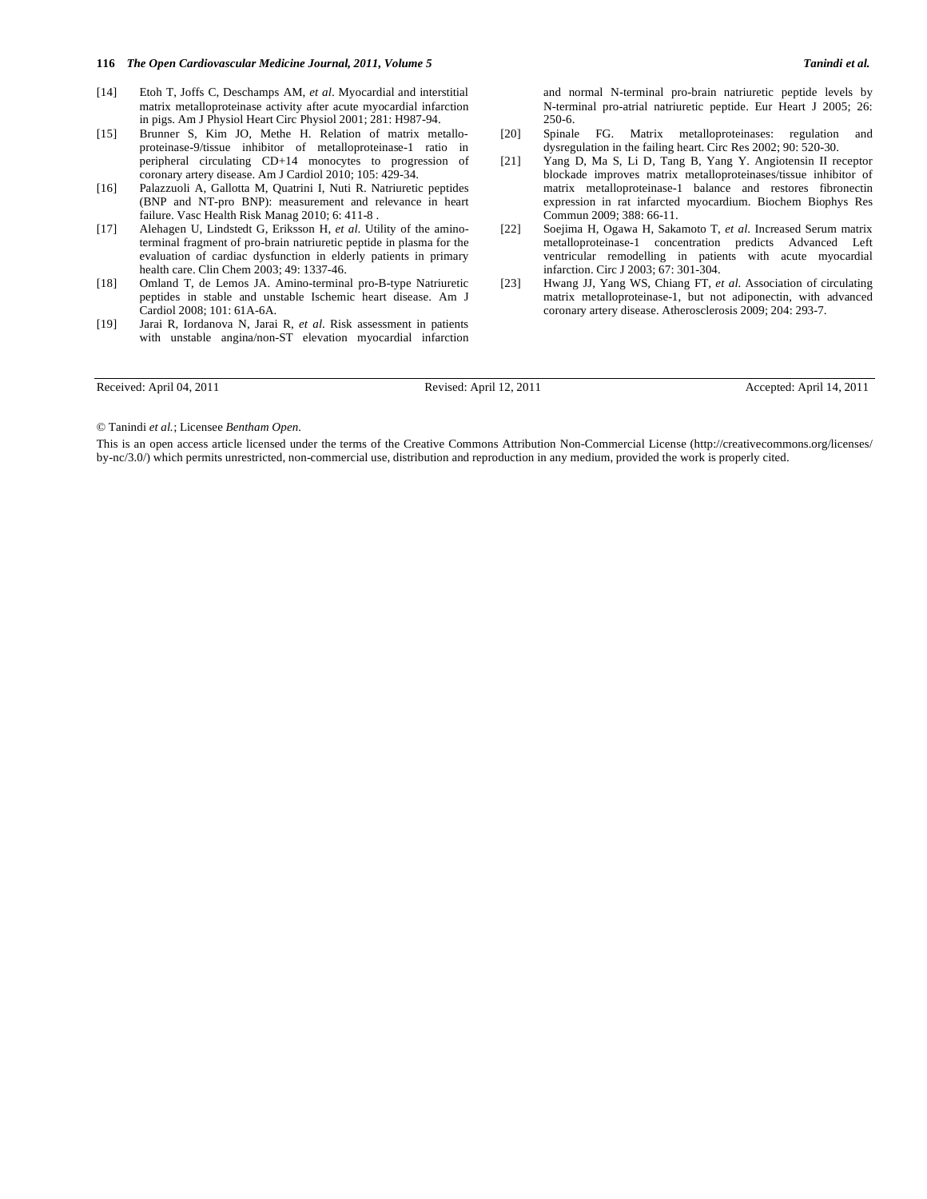[14] Etoh T, Joffs C, Deschamps AM, *et al*. Myocardial and interstitial matrix metalloproteinase activity after acute myocardial infarction in pigs. Am J Physiol Heart Circ Physiol 2001; 281: H987-94.

[15] Brunner S, Kim JO, Methe H. Relation of matrix metalloproteinase-9/tissue inhibitor of metalloproteinase-1 ratio in peripheral circulating CD+14 monocytes to progression of coronary artery disease. Am J Cardiol 2010; 105: 429-34.

[16] Palazzuoli A, Gallotta M, Quatrini I, Nuti R. Natriuretic peptides (BNP and NT-pro BNP): measurement and relevance in heart failure. Vasc Health Risk Manag 2010; 6: 411-8 .

[17] Alehagen U, Lindstedt G, Eriksson H, *et al*. Utility of the amino-terminal fragment of pro-brain natriuretic peptide in plasma for the evaluation of cardiac dysfunction in elderly patients in primary health care. Clin Chem 2003; 49: 1337-46.

[18] Omland T, de Lemos JA. Amino-terminal pro-B-type Natriuretic peptides in stable and unstable Ischemic heart disease. Am J Cardiol 2008; 101: 61A-6A.

[19] Jarai R, Iordanova N, Jarai R, *et al*. Risk assessment in patients with unstable angina/non-ST elevation myocardial infarction and normal N-terminal pro-brain natriuretic peptide levels by N-terminal pro-atrial natriuretic peptide. Eur Heart J 2005; 26: 250-6.

[20] Spinale FG. Matrix metalloproteinases: regulation and dysregulation in the failing heart. Circ Res 2002; 90: 520-30.

[21] Yang D, Ma S, Li D, Tang B, Yang Y. Angiotensin II receptor blockade improves matrix metalloproteinases/tissue inhibitor of matrix metalloproteinase-1 balance and restores fibronectin expression in rat infarcted myocardium. Biochem Biophys Res Commun 2009; 388: 66-11.

[22] Soejima H, Ogawa H, Sakamoto T, *et al*. Increased Serum matrix metalloproteinase-1 concentration predicts Advanced Left ventricular remodelling in patients with acute myocardial infarction. Circ J 2003; 67: 301-304.

[23] Hwang JJ, Yang WS, Chiang FT, *et al*. Association of circulating matrix metalloproteinase-1, but not adiponectin, with advanced coronary artery disease. Atherosclerosis 2009; 204: 293-7.

Received: April 04, 2011 Revised: April 12, 2011 Accepted: April 14, 2011

© Tanindi *et al.*; Licensee *Bentham Open.*

This is an open access article licensed under the terms of the Creative Commons Attribution Non-Commercial License (http://creativecommons.org/licenses/by-nc/3.0/) which permits unrestricted, non-commercial use, distribution and reproduction in any medium, provided the work is properly cited.